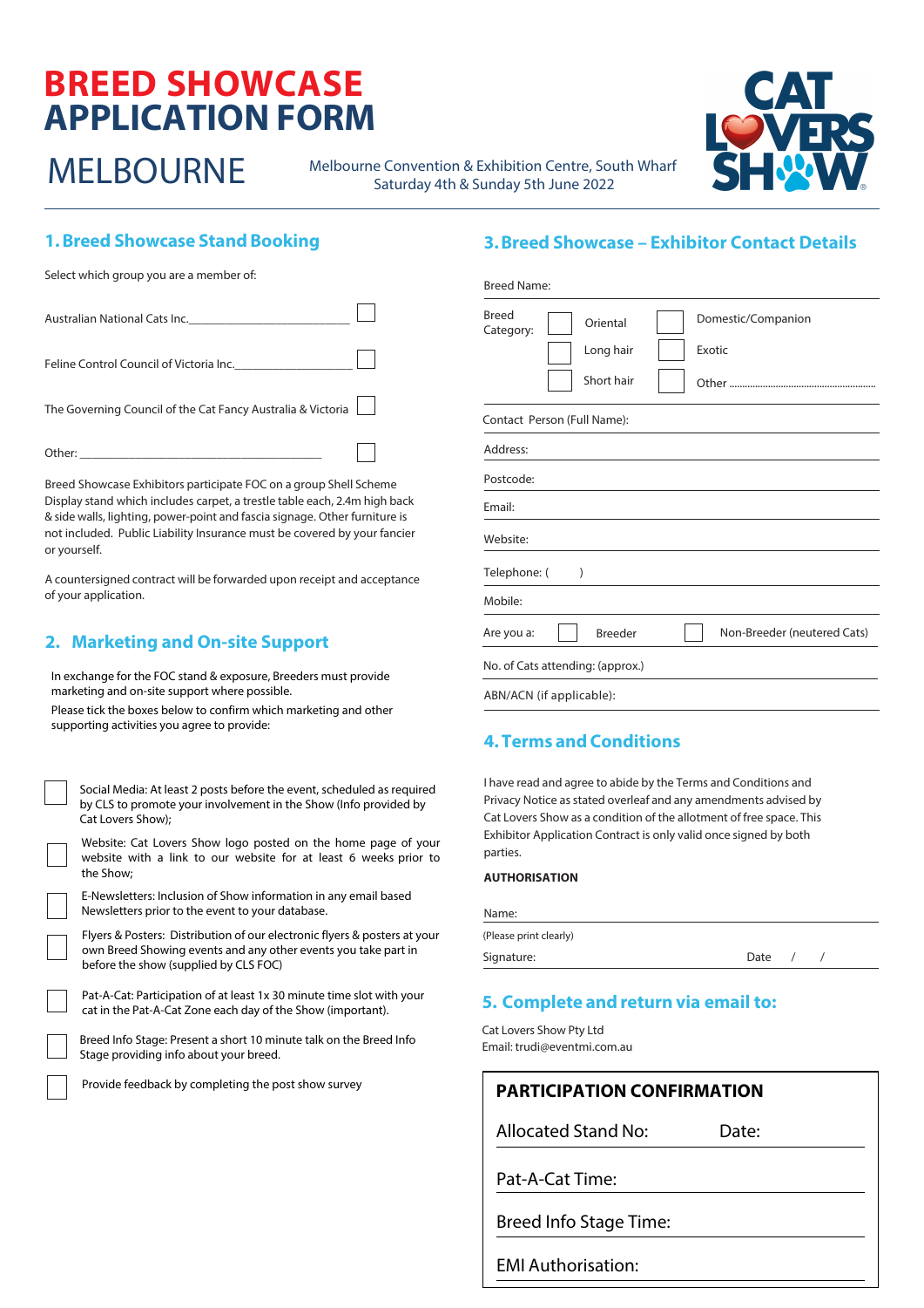# BREED SHOWCASE APPLICATION FORM

## MELBOURNE

Melbourne Convention & Exhibition Centre, South Wharf
Saturday 4th & Sunday 5th June 2022

CAT LOVERS SHOW

## 1. Breed Showcase Stand Booking

Select which group you are a member of:

- ☐ Australian National Cats Inc.\_\_\_\_\_\_\_\_\_\_\_\_\_\_\_\_\_\_\_\_\_\_\_\_\_\_
- ☐ Feline Control Council of Victoria Inc.\_\_\_\_\_\_\_\_\_\_\_\_\_\_\_\_\_\_\_\_
- ☐ The Governing Council of the Cat Fancy Australia & Victoria
- ☐ Other: \_\_\_\_\_\_\_\_\_\_\_\_\_\_\_\_\_\_\_\_\_\_\_\_\_\_\_\_\_\_\_\_\_\_\_\_\_\_\_\_\_\_\_\_\_\_

Breed Showcase Exhibitors participate FOC on a group Shell Scheme Display stand which includes carpet, a trestle table each, 2.4m high back & side walls, lighting, power-point and fascia signage. Other furniture is not included. Public Liability Insurance must be covered by your fancier or yourself.

A countersigned contract will be forwarded upon receipt and acceptance of your application.

## 2. Marketing and On-site Support

In exchange for the FOC stand & exposure, Breeders must provide marketing and on-site support where possible.
Please tick the boxes below to confirm which marketing and other supporting activities you agree to provide:

- ☐ Social Media: At least 2 posts before the event, scheduled as required by CLS to promote your involvement in the Show (Info provided by Cat Lovers Show);
- ☐ Website: Cat Lovers Show logo posted on the home page of your website with a link to our website for at least 6 weeks prior to the Show;
- ☐ E-Newsletters: Inclusion of Show information in any email based Newsletters prior to the event to your database.
- ☐ Flyers & Posters: Distribution of our electronic flyers & posters at your own Breed Showing events and any other events you take part in before the show (supplied by CLS FOC)
- ☐ Pat-A-Cat: Participation of at least 1x 30 minute time slot with your cat in the Pat-A-Cat Zone each day of the Show (important).
- ☐ Breed Info Stage: Present a short 10 minute talk on the Breed Info Stage providing info about your breed.
- ☐ Provide feedback by completing the post show survey

## 3. Breed Showcase – Exhibitor Contact Details

Breed Name:

Breed Category:
- ☐ Oriental
- ☐ Long hair
- ☐ Short hair
- ☐ Domestic/Companion
- ☐ Exotic
- ☐ Other ..........................................................

Contact Person (Full Name):

Address:

Postcode:

Email:

Website:

Telephone: (        )

Mobile:

Are you a: ☐ Breeder ☐ Non-Breeder (neutered Cats)

No. of Cats attending: (approx.)

ABN/ACN (if applicable):

## 4. Terms and Conditions

I have read and agree to abide by the Terms and Conditions and Privacy Notice as stated overleaf and any amendments advised by Cat Lovers Show as a condition of the allotment of free space. This Exhibitor Application Contract is only valid once signed by both parties.

**AUTHORISATION**

Name:

(Please print clearly)

Signature: Date / /

## 5. Complete and return via email to:

Cat Lovers Show Pty Ltd
Email: trudi@eventmi.com.au

**PARTICIPATION CONFIRMATION**

Allocated Stand No: Date:

Pat-A-Cat Time:

Breed Info Stage Time:

EMI Authorisation: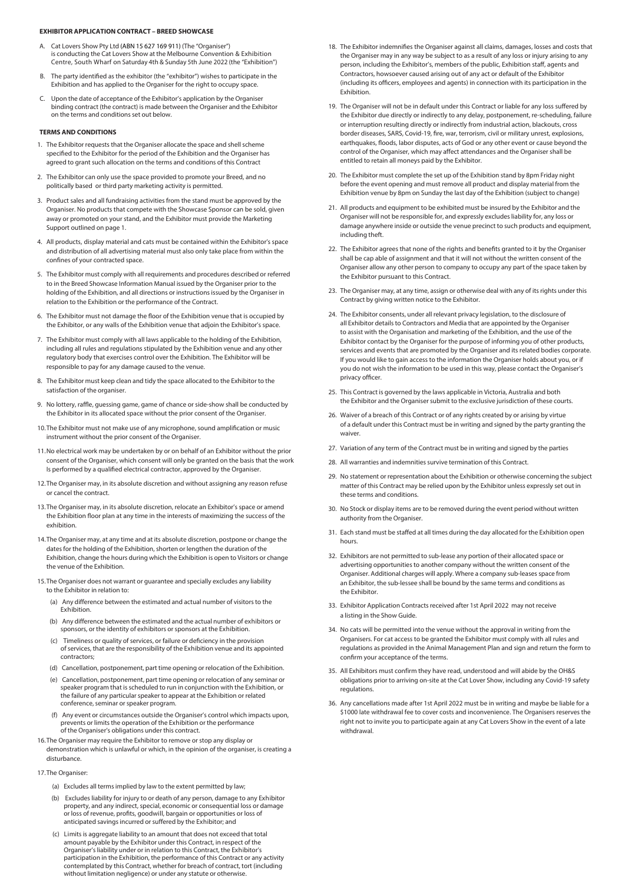**EXHIBITOR APPLICATION CONTRACT – BREED SHOWCASE**

A. Cat Lovers Show Pty Ltd (ABN 15 627 169 911) (The "Organiser") is conducting the Cat Lovers Show at the Melbourne Convention & Exhibition Centre, South Wharf on Saturday 4th & Sunday 5th June 2022 (the "Exhibition")

B. The party identified as the exhibitor (the "exhibitor") wishes to participate in the Exhibition and has applied to the Organiser for the right to occupy space.

C. Upon the date of acceptance of the Exhibitor's application by the Organiser binding contract (the contract) is made between the Organiser and the Exhibitor on the terms and conditions set out below.

**TERMS AND CONDITIONS**

1. The Exhibitor requests that the Organiser allocate the space and shell scheme specified to the Exhibitor for the period of the Exhibition and the Organiser has agreed to grant such allocation on the terms and conditions of this Contract

2. The Exhibitor can only use the space provided to promote your Breed, and no politically based or third party marketing activity is permitted.

3. Product sales and all fundraising activities from the stand must be approved by the Organiser. No products that compete with the Showcase Sponsor can be sold, given away or promoted on your stand, and the Exhibitor must provide the Marketing Support outlined on page 1.

4. All products, display material and cats must be contained within the Exhibitor's space and distribution of all advertising material must also only take place from within the confines of your contracted space.

5. The Exhibitor must comply with all requirements and procedures described or referred to in the Breed Showcase Information Manual issued by the Organiser prior to the holding of the Exhibition, and all directions or instructions issued by the Organiser in relation to the Exhibition or the performance of the Contract.

6. The Exhibitor must not damage the floor of the Exhibition venue that is occupied by the Exhibitor, or any walls of the Exhibition venue that adjoin the Exhibitor's space.

7. The Exhibitor must comply with all laws applicable to the holding of the Exhibition, including all rules and regulations stipulated by the Exhibition venue and any other regulatory body that exercises control over the Exhibition. The Exhibitor will be responsible to pay for any damage caused to the venue.

8. The Exhibitor must keep clean and tidy the space allocated to the Exhibitor to the satisfaction of the organiser.

9. No lottery, raffle, guessing game, game of chance or side-show shall be conducted by the Exhibitor in its allocated space without the prior consent of the Organiser.

10. The Exhibitor must not make use of any microphone, sound amplification or music instrument without the prior consent of the Organiser.

11. No electrical work may be undertaken by or on behalf of an Exhibitor without the prior consent of the Organiser, which consent will only be granted on the basis that the work Is performed by a qualified electrical contractor, approved by the Organiser.

12. The Organiser may, in its absolute discretion and without assigning any reason refuse or cancel the contract.

13. The Organiser may, in its absolute discretion, relocate an Exhibitor's space or amend the Exhibition floor plan at any time in the interests of maximizing the success of the exhibition.

14. The Organiser may, at any time and at its absolute discretion, postpone or change the dates for the holding of the Exhibition, shorten or lengthen the duration of the Exhibition, change the hours during which the Exhibition is open to Visitors or change the venue of the Exhibition.

15. The Organiser does not warrant or guarantee and specially excludes any liability to the Exhibitor in relation to:
    - (a) Any difference between the estimated and actual number of visitors to the Exhibition.
    - (b) Any difference between the estimated and the actual number of exhibitors or sponsors, or the identity of exhibitors or sponsors at the Exhibition.
    - (c) Timeliness or quality of services, or failure or deficiency in the provision of services, that are the responsibility of the Exhibition venue and its appointed contractors;
    - (d) Cancellation, postponement, part time opening or relocation of the Exhibition.
    - (e) Cancellation, postponement, part time opening or relocation of any seminar or speaker program that is scheduled to run in conjunction with the Exhibition, or the failure of any particular speaker to appear at the Exhibition or related conference, seminar or speaker program.
    - (f) Any event or circumstances outside the Organiser's control which impacts upon, prevents or limits the operation of the Exhibition or the performance of the Organiser's obligations under this contract.

16. The Organiser may require the Exhibitor to remove or stop any display or demonstration which is unlawful or which, in the opinion of the organiser, is creating a disturbance.

17. The Organiser:
    - (a) Excludes all terms implied by law to the extent permitted by law;
    - (b) Excludes liability for injury to or death of any person, damage to any Exhibitor property, and any indirect, special, economic or consequential loss or damage or loss of revenue, profits, goodwill, bargain or opportunities or loss of anticipated savings incurred or suffered by the Exhibitor; and
    - (c) Limits is aggregate liability to an amount that does not exceed that total amount payable by the Exhibitor under this Contract, in respect of the Organiser's liability under or in relation to this Contract, the Exhibitor's participation in the Exhibition, the performance of this Contract or any activity contemplated by this Contract, whether for breach of contract, tort (including without limitation negligence) or under any statute or otherwise.

18. The Exhibitor indemnifies the Organiser against all claims, damages, losses and costs that the Organiser may in any way be subject to as a result of any loss or injury arising to any person, including the Exhibitor's, members of the public, Exhibition staff, agents and Contractors, howsoever caused arising out of any act or default of the Exhibitor (including its officers, employees and agents) in connection with its participation in the Exhibition.

19. The Organiser will not be in default under this Contract or liable for any loss suffered by the Exhibitor due directly or indirectly to any delay, postponement, re-scheduling, failure or interruption resulting directly or indirectly from industrial action, blackouts, cross border diseases, SARS, Covid-19, fire, war, terrorism, civil or military unrest, explosions, earthquakes, floods, labor disputes, acts of God or any other event or cause beyond the control of the Organiser, which may affect attendances and the Organiser shall be entitled to retain all moneys paid by the Exhibitor.

20. The Exhibitor must complete the set up of the Exhibition stand by 8pm Friday night before the event opening and must remove all product and display material from the Exhibition venue by 8pm on Sunday the last day of the Exhibition (subject to change)

21. All products and equipment to be exhibited must be insured by the Exhibitor and the Organiser will not be responsible for, and expressly excludes liability for, any loss or damage anywhere inside or outside the venue precinct to such products and equipment, including theft.

22. The Exhibitor agrees that none of the rights and benefits granted to it by the Organiser shall be cap able of assignment and that it will not without the written consent of the Organiser allow any other person to company to occupy any part of the space taken by the Exhibitor pursuant to this Contract.

23. The Organiser may, at any time, assign or otherwise deal with any of its rights under this Contract by giving written notice to the Exhibitor.

24. The Exhibitor consents, under all relevant privacy legislation, to the disclosure of all Exhibitor details to Contractors and Media that are appointed by the Organiser to assist with the Organisation and marketing of the Exhibition, and the use of the Exhibitor contact by the Organiser for the purpose of informing you of other products, services and events that are promoted by the Organiser and its related bodies corporate. If you would like to gain access to the information the Organiser holds about you, or if you do not wish the information to be used in this way, please contact the Organiser's privacy officer.

25. This Contract is governed by the laws applicable in Victoria, Australia and both the Exhibitor and the Organiser submit to the exclusive jurisdiction of these courts.

26. Waiver of a breach of this Contract or of any rights created by or arising by virtue of a default under this Contract must be in writing and signed by the party granting the waiver.

27. Variation of any term of the Contract must be in writing and signed by the parties

28. All warranties and indemnities survive termination of this Contract.

29. No statement or representation about the Exhibition or otherwise concerning the subject matter of this Contract may be relied upon by the Exhibitor unless expressly set out in these terms and conditions.

30. No Stock or display items are to be removed during the event period without written authority from the Organiser.

31. Each stand must be staffed at all times during the day allocated for the Exhibition open hours.

32. Exhibitors are not permitted to sub-lease any portion of their allocated space or advertising opportunities to another company without the written consent of the Organiser. Additional charges will apply. Where a company sub-leases space from an Exhibitor, the sub-lessee shall be bound by the same terms and conditions as the Exhibitor.

33. Exhibitor Application Contracts received after 1st April 2022 may not receive a listing in the Show Guide.

34. No cats will be permitted into the venue without the approval in writing from the Organisers. For cat access to be granted the Exhibitor must comply with all rules and regulations as provided in the Animal Management Plan and sign and return the form to confirm your acceptance of the terms.

35. All Exhibitors must confirm they have read, understood and will abide by the OH&S obligations prior to arriving on-site at the Cat Lover Show, including any Covid-19 safety regulations.

36. Any cancellations made after 1st April 2022 must be in writing and maybe be liable for a \$1000 late withdrawal fee to cover costs and inconvenience. The Organisers reserves the right not to invite you to participate again at any Cat Lovers Show in the event of a late withdrawal.